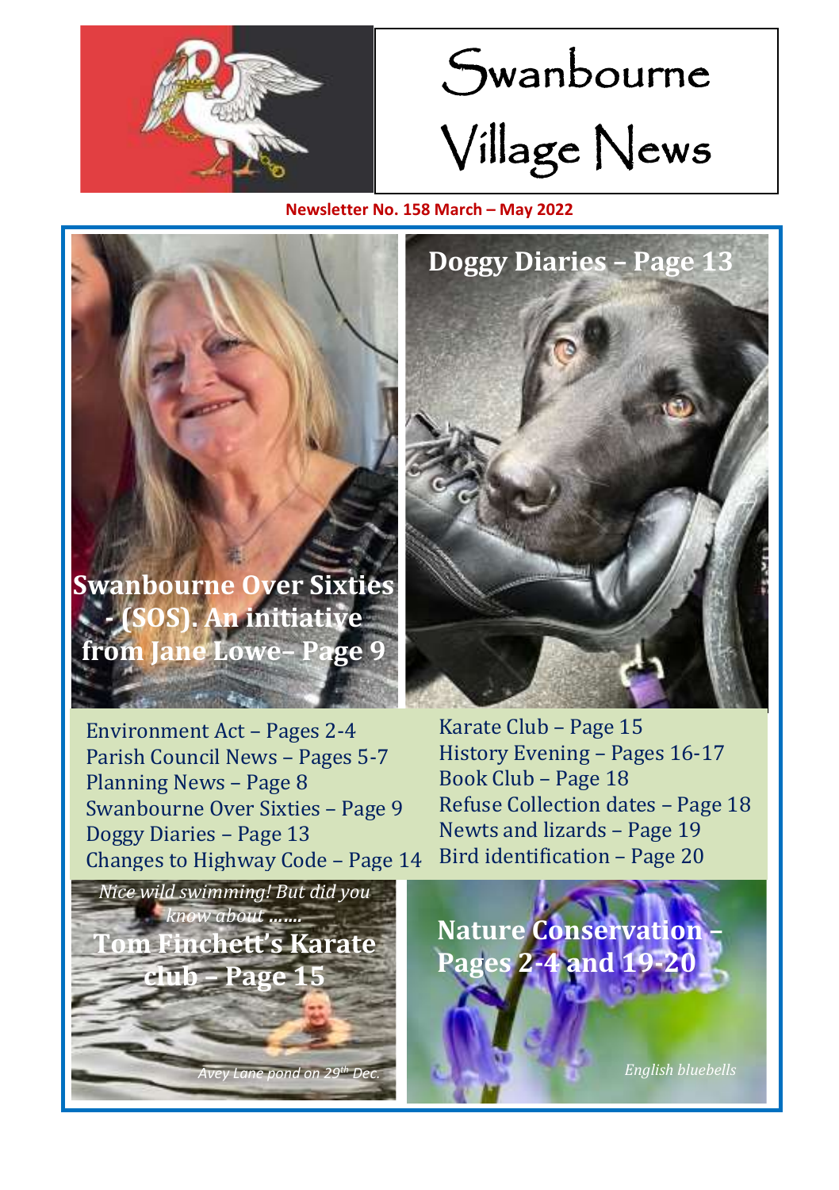# Swanbourne Village News

**Newsletter No. 158 March – May 2022**

**Swanbourne Over Sixties - (SOS). An initiative from Jane Lowe– Page 9**

**Doggy Diaries – Page 13**

Environment Act – Pages 2-4
Parish Council News – Pages 5-7
Planning News – Page 8
Swanbourne Over Sixties – Page 9
Doggy Diaries – Page 13
Changes to Highway Code – Page 14
Karate Club – Page 15
History Evening – Pages 16-17
Book Club – Page 18
Refuse Collection dates – Page 18
Newts and lizards – Page 19
Bird identification – Page 20

*Nice wild swimming! But did you know about .......*

**Tom Finchett's Karate club – Page 15**

*Avey Lane pond on 29th Dec.*

**Nature Conservation – Pages 2-4 and 19-20**

*English bluebells*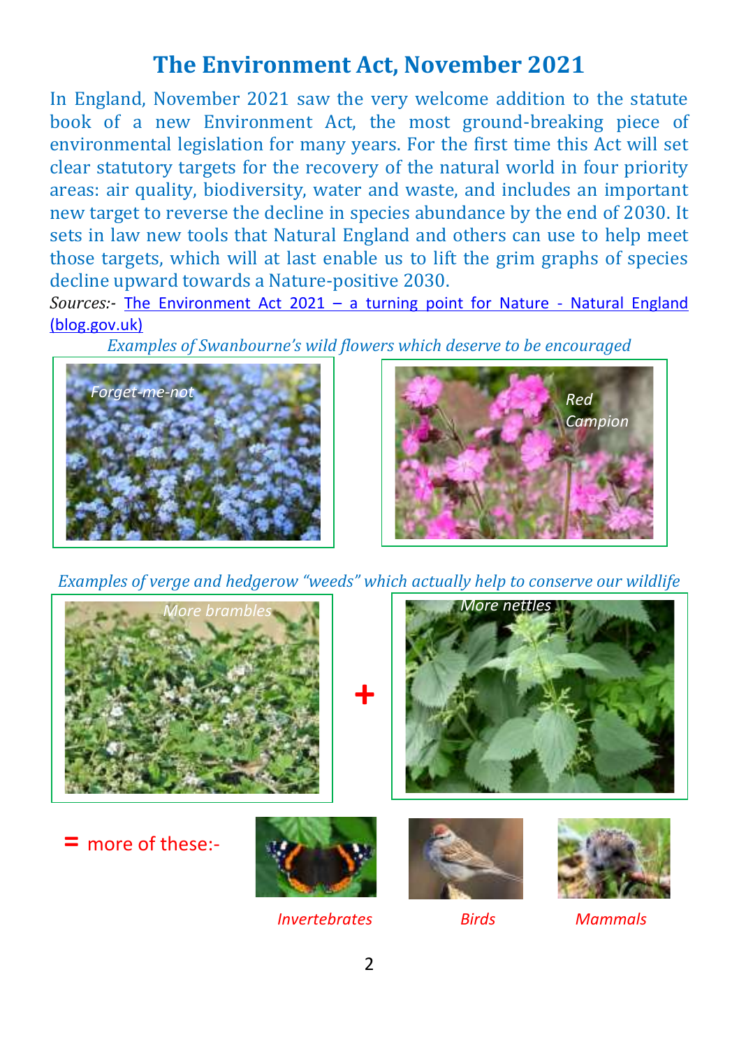# The Environment Act, November 2021

In England, November 2021 saw the very welcome addition to the statute book of a new Environment Act, the most ground-breaking piece of environmental legislation for many years. For the first time this Act will set clear statutory targets for the recovery of the natural world in four priority areas: air quality, biodiversity, water and waste, and includes an important new target to reverse the decline in species abundance by the end of 2030. It sets in law new tools that Natural England and others can use to help meet those targets, which will at last enable us to lift the grim graphs of species decline upward towards a Nature-positive 2030.

*Sources:-* The Environment Act 2021 – a turning point for Nature - Natural England (blog.gov.uk)

*Examples of Swanbourne's wild flowers which deserve to be encouraged*

*Forget-me-not*

*Red Campion*

*Examples of verge and hedgerow "weeds" which actually help to conserve our wildlife*

*More brambles* + *More nettles*

= more of these:-

*Invertebrates*

*Birds*

*Mammals*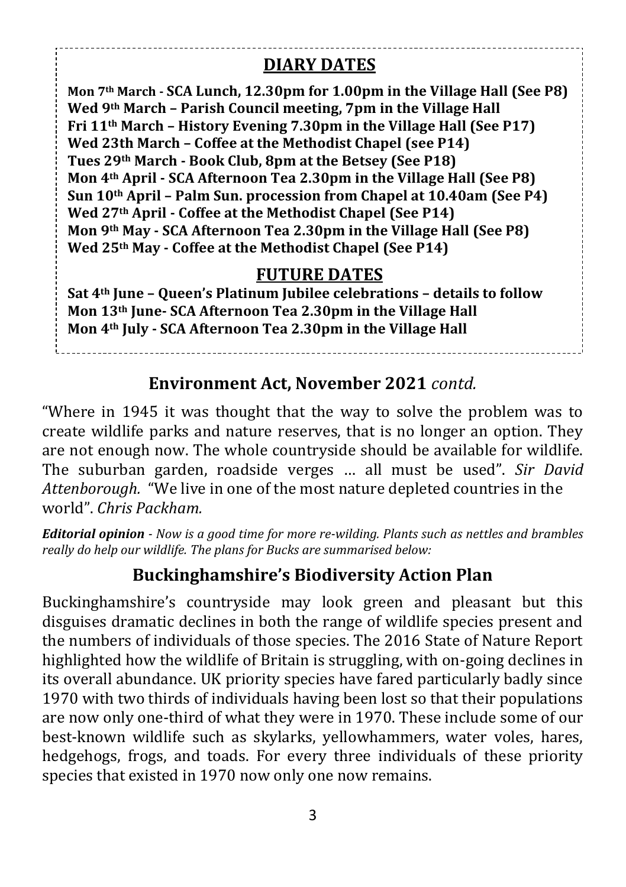## DIARY DATES

**Mon 7th March - SCA Lunch, 12.30pm for 1.00pm in the Village Hall (See P8)**
**Wed 9th March – Parish Council meeting, 7pm in the Village Hall**
**Fri 11th March – History Evening 7.30pm in the Village Hall (See P17)**
**Wed 23th March – Coffee at the Methodist Chapel (see P14)**
**Tues 29th March - Book Club, 8pm at the Betsey (See P18)**
**Mon 4th April - SCA Afternoon Tea 2.30pm in the Village Hall (See P8)**
**Sun 10th April – Palm Sun. procession from Chapel at 10.40am (See P4)**
**Wed 27th April - Coffee at the Methodist Chapel (See P14)**
**Mon 9th May - SCA Afternoon Tea 2.30pm in the Village Hall (See P8)**
**Wed 25th May - Coffee at the Methodist Chapel (See P14)**

## FUTURE DATES

**Sat 4th June – Queen's Platinum Jubilee celebrations – details to follow**
**Mon 13th June- SCA Afternoon Tea 2.30pm in the Village Hall**
**Mon 4th July - SCA Afternoon Tea 2.30pm in the Village Hall**

## Environment Act, November 2021 *contd.*

"Where in 1945 it was thought that the way to solve the problem was to create wildlife parks and nature reserves, that is no longer an option. They are not enough now. The whole countryside should be available for wildlife. The suburban garden, roadside verges … all must be used". *Sir David Attenborough.* "We live in one of the most nature depleted countries in the world". *Chris Packham.*

***Editorial opinion** - Now is a good time for more re-wilding. Plants such as nettles and brambles really do help our wildlife. The plans for Bucks are summarised below:*

## Buckinghamshire's Biodiversity Action Plan

Buckinghamshire's countryside may look green and pleasant but this disguises dramatic declines in both the range of wildlife species present and the numbers of individuals of those species. The 2016 State of Nature Report highlighted how the wildlife of Britain is struggling, with on-going declines in its overall abundance. UK priority species have fared particularly badly since 1970 with two thirds of individuals having been lost so that their populations are now only one-third of what they were in 1970. These include some of our best-known wildlife such as skylarks, yellowhammers, water voles, hares, hedgehogs, frogs, and toads. For every three individuals of these priority species that existed in 1970 now only one now remains.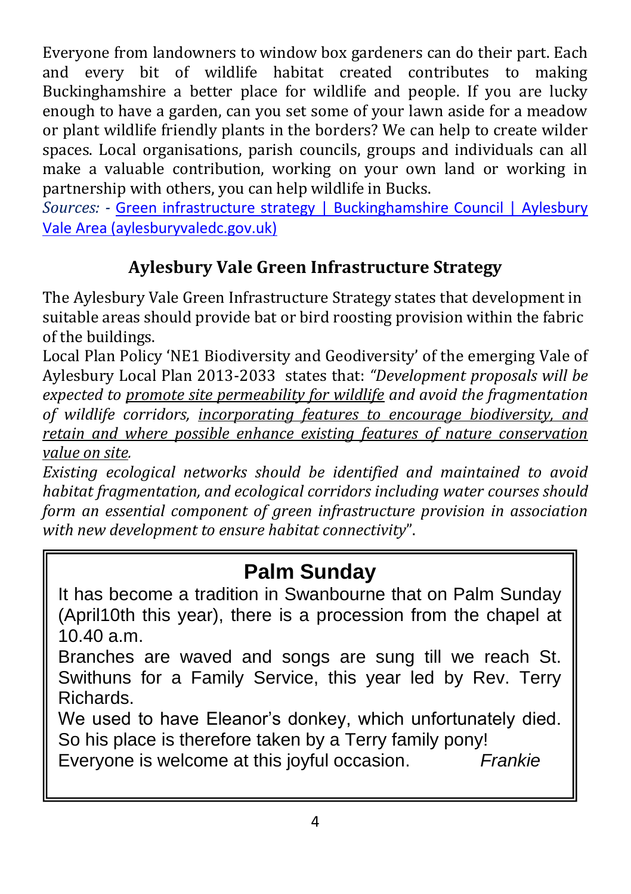Everyone from landowners to window box gardeners can do their part. Each and every bit of wildlife habitat created contributes to making Buckinghamshire a better place for wildlife and people. If you are lucky enough to have a garden, can you set some of your lawn aside for a meadow or plant wildlife friendly plants in the borders? We can help to create wilder spaces. Local organisations, parish councils, groups and individuals can all make a valuable contribution, working on your own land or working in partnership with others, you can help wildlife in Bucks.

*Sources:* - Green infrastructure strategy | Buckinghamshire Council | Aylesbury Vale Area (aylesburyvaledc.gov.uk)

## Aylesbury Vale Green Infrastructure Strategy

The Aylesbury Vale Green Infrastructure Strategy states that development in suitable areas should provide bat or bird roosting provision within the fabric of the buildings.

Local Plan Policy 'NE1 Biodiversity and Geodiversity' of the emerging Vale of Aylesbury Local Plan 2013-2033 states that: *"Development proposals will be expected to <u>promote site permeability for wildlife</u> and avoid the fragmentation of wildlife corridors, <u>incorporating features to encourage biodiversity, and retain and where possible enhance existing features of nature conservation value on site</u>.*

*Existing ecological networks should be identified and maintained to avoid habitat fragmentation, and ecological corridors including water courses should form an essential component of green infrastructure provision in association with new development to ensure habitat connectivity*".

## Palm Sunday

It has become a tradition in Swanbourne that on Palm Sunday (April10th this year), there is a procession from the chapel at 10.40 a.m.

Branches are waved and songs are sung till we reach St. Swithuns for a Family Service, this year led by Rev. Terry Richards.

We used to have Eleanor's donkey, which unfortunately died. So his place is therefore taken by a Terry family pony!

Everyone is welcome at this joyful occasion. *Frankie*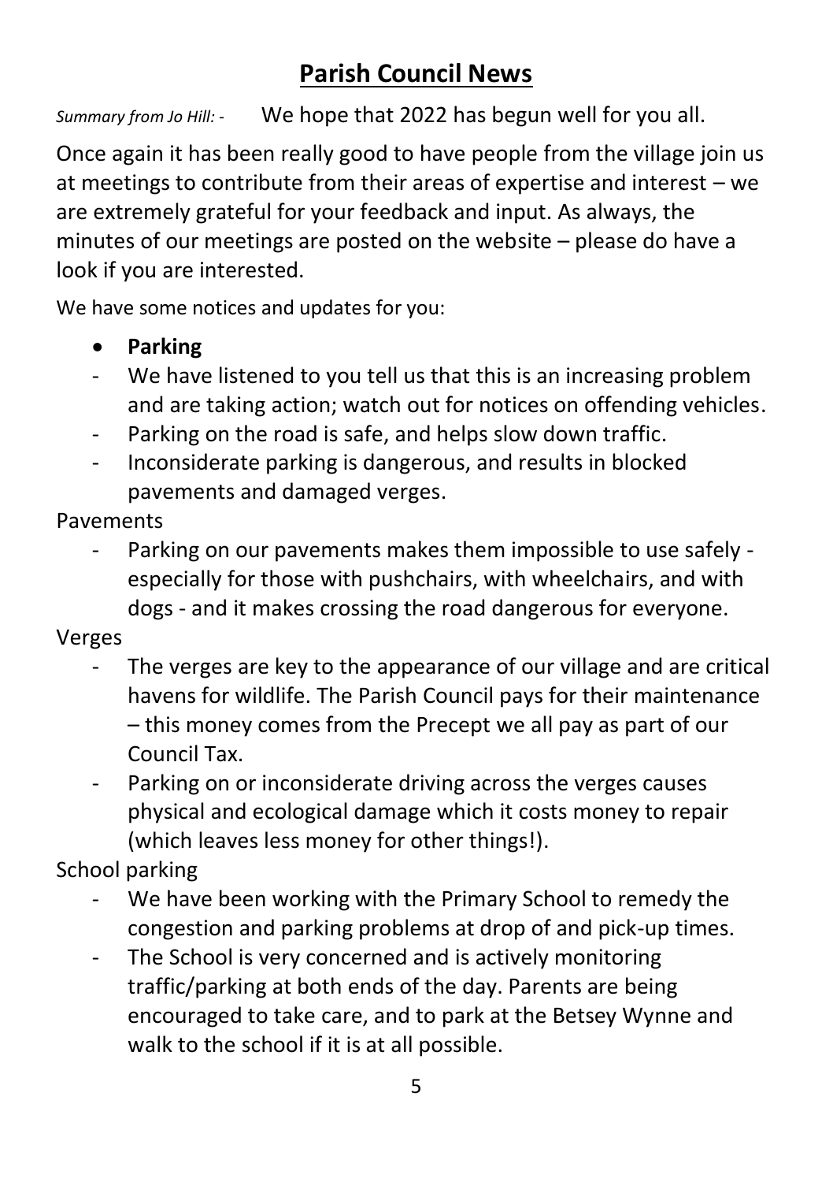# Parish Council News

*Summary from Jo Hill: -* We hope that 2022 has begun well for you all.

Once again it has been really good to have people from the village join us at meetings to contribute from their areas of expertise and interest – we are extremely grateful for your feedback and input. As always, the minutes of our meetings are posted on the website – please do have a look if you are interested.

We have some notices and updates for you:

- **Parking**

- We have listened to you tell us that this is an increasing problem and are taking action; watch out for notices on offending vehicles.
- Parking on the road is safe, and helps slow down traffic.
- Inconsiderate parking is dangerous, and results in blocked pavements and damaged verges.

Pavements

- Parking on our pavements makes them impossible to use safely - especially for those with pushchairs, with wheelchairs, and with dogs - and it makes crossing the road dangerous for everyone.

Verges

- The verges are key to the appearance of our village and are critical havens for wildlife. The Parish Council pays for their maintenance – this money comes from the Precept we all pay as part of our Council Tax.
- Parking on or inconsiderate driving across the verges causes physical and ecological damage which it costs money to repair (which leaves less money for other things!).

School parking

- We have been working with the Primary School to remedy the congestion and parking problems at drop of and pick-up times.
- The School is very concerned and is actively monitoring traffic/parking at both ends of the day. Parents are being encouraged to take care, and to park at the Betsey Wynne and walk to the school if it is at all possible.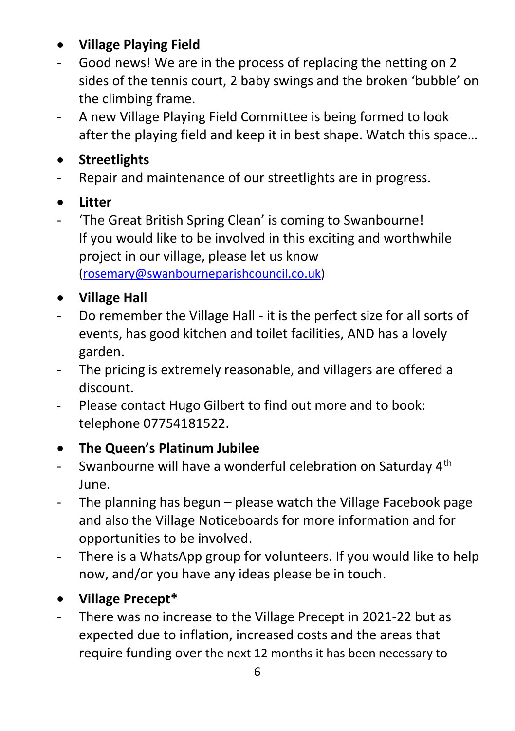- **Village Playing Field**
  - Good news! We are in the process of replacing the netting on 2 sides of the tennis court, 2 baby swings and the broken 'bubble' on the climbing frame.
  - A new Village Playing Field Committee is being formed to look after the playing field and keep it in best shape. Watch this space…

- **Streetlights**
  - Repair and maintenance of our streetlights are in progress.

- **Litter**
  - 'The Great British Spring Clean' is coming to Swanbourne! If you would like to be involved in this exciting and worthwhile project in our village, please let us know (rosemary@swanbourneparishcouncil.co.uk)

- **Village Hall**
  - Do remember the Village Hall - it is the perfect size for all sorts of events, has good kitchen and toilet facilities, AND has a lovely garden.
  - The pricing is extremely reasonable, and villagers are offered a discount.
  - Please contact Hugo Gilbert to find out more and to book: telephone 07754181522.

- **The Queen's Platinum Jubilee**
  - Swanbourne will have a wonderful celebration on Saturday 4th June.
  - The planning has begun – please watch the Village Facebook page and also the Village Noticeboards for more information and for opportunities to be involved.
  - There is a WhatsApp group for volunteers. If you would like to help now, and/or you have any ideas please be in touch.

- **Village Precept***
  - There was no increase to the Village Precept in 2021-22 but as expected due to inflation, increased costs and the areas that require funding over the next 12 months it has been necessary to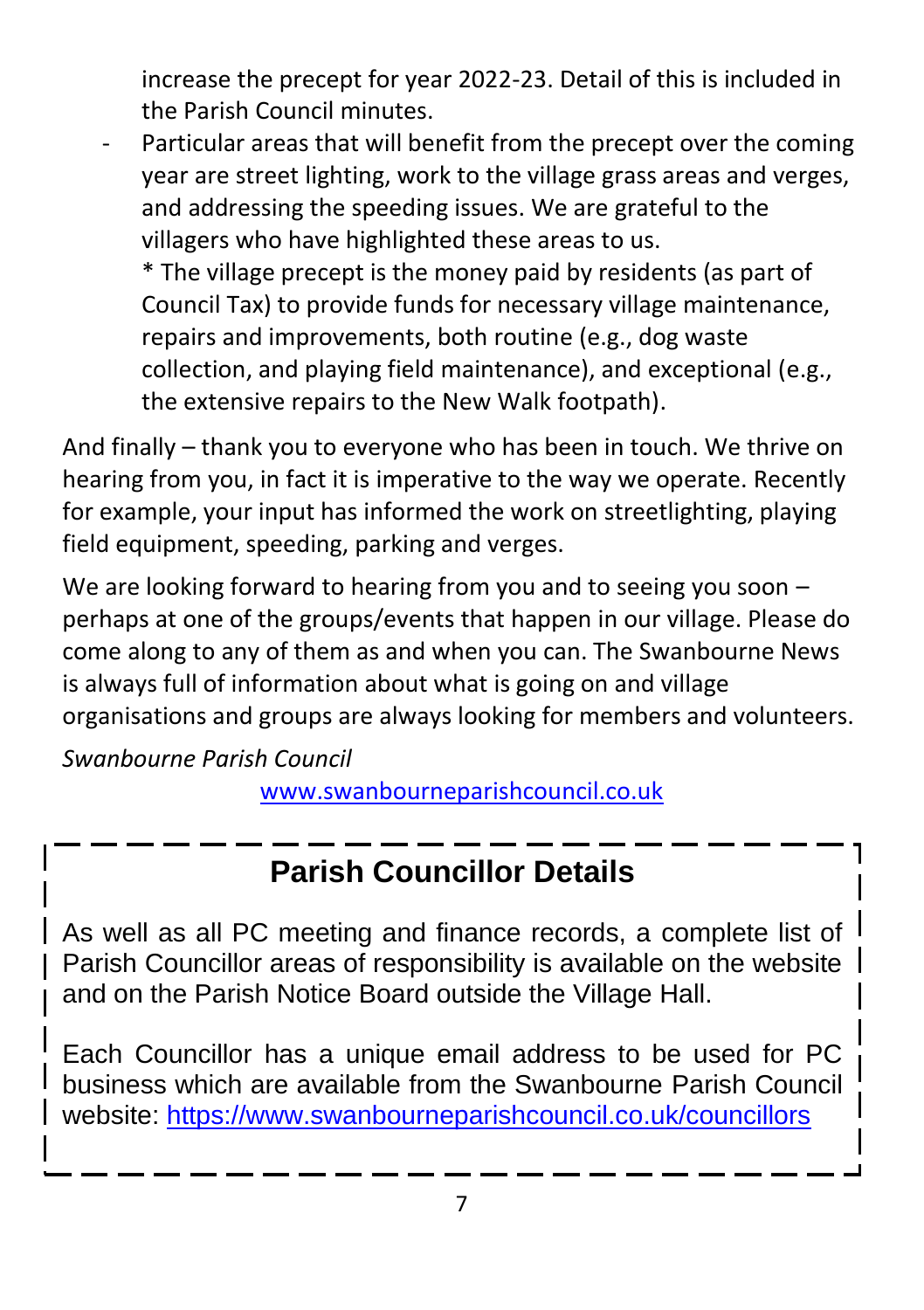increase the precept for year 2022-23. Detail of this is included in the Parish Council minutes.

- Particular areas that will benefit from the precept over the coming year are street lighting, work to the village grass areas and verges, and addressing the speeding issues. We are grateful to the villagers who have highlighted these areas to us.
  * The village precept is the money paid by residents (as part of Council Tax) to provide funds for necessary village maintenance, repairs and improvements, both routine (e.g., dog waste collection, and playing field maintenance), and exceptional (e.g., the extensive repairs to the New Walk footpath).

And finally – thank you to everyone who has been in touch. We thrive on hearing from you, in fact it is imperative to the way we operate. Recently for example, your input has informed the work on streetlighting, playing field equipment, speeding, parking and verges.

We are looking forward to hearing from you and to seeing you soon – perhaps at one of the groups/events that happen in our village. Please do come along to any of them as and when you can. The Swanbourne News is always full of information about what is going on and village organisations and groups are always looking for members and volunteers.

*Swanbourne Parish Council*

www.swanbourneparishcouncil.co.uk

## Parish Councillor Details

As well as all PC meeting and finance records, a complete list of Parish Councillor areas of responsibility is available on the website and on the Parish Notice Board outside the Village Hall.

Each Councillor has a unique email address to be used for PC business which are available from the Swanbourne Parish Council website: https://www.swanbourneparishcouncil.co.uk/councillors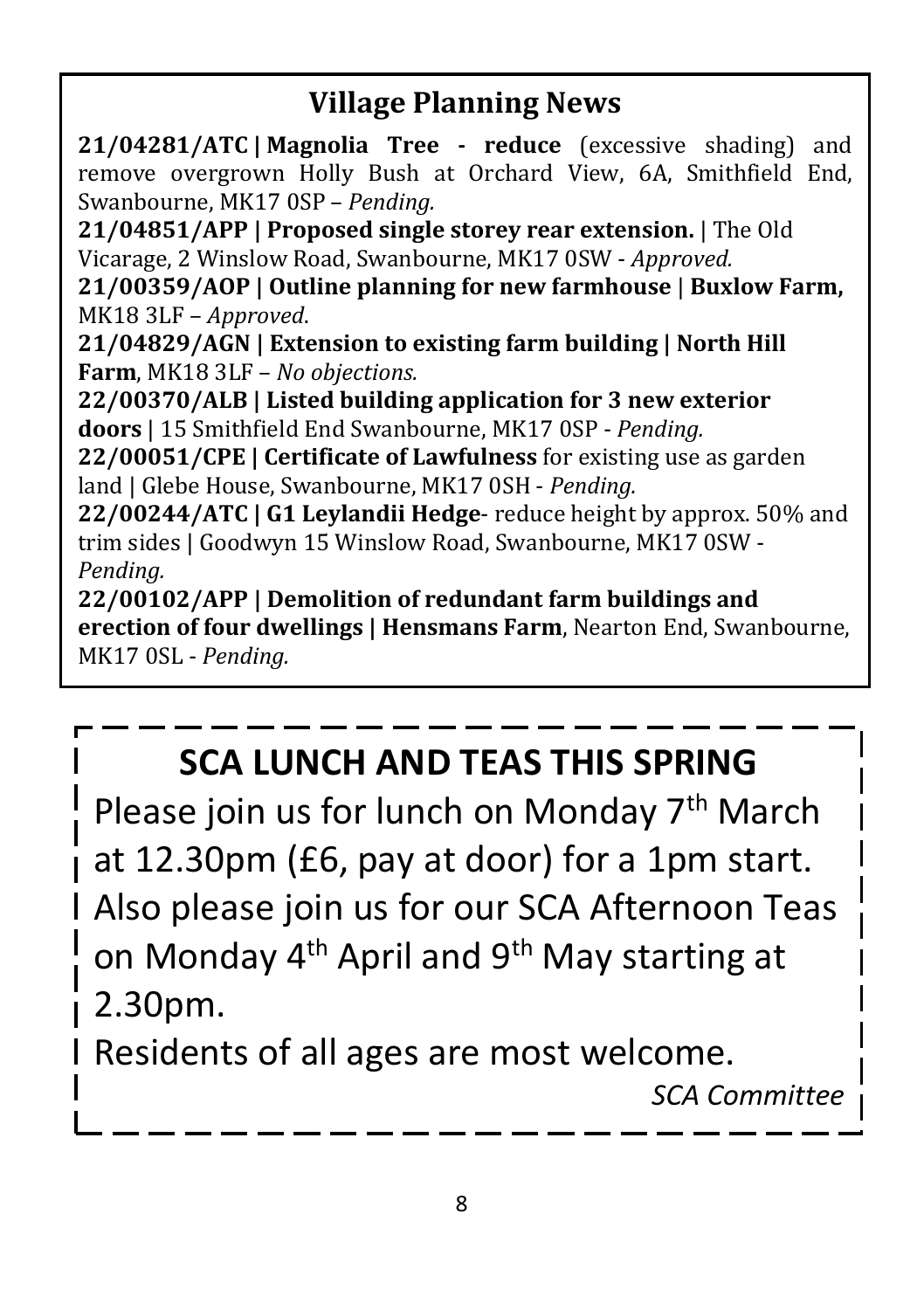## Village Planning News

**21/04281/ATC | Magnolia Tree - reduce** (excessive shading) and remove overgrown Holly Bush at Orchard View, 6A, Smithfield End, Swanbourne, MK17 0SP – *Pending.*

**21/04851/APP | Proposed single storey rear extension.** | The Old Vicarage, 2 Winslow Road, Swanbourne, MK17 0SW - *Approved.*

**21/00359/AOP | Outline planning for new farmhouse | Buxlow Farm,** MK18 3LF – *Approved*.

**21/04829/AGN | Extension to existing farm building | North Hill Farm**, MK18 3LF – *No objections.*

**22/00370/ALB | Listed building application for 3 new exterior doors** | 15 Smithfield End Swanbourne, MK17 0SP - *Pending.*

**22/00051/CPE | Certificate of Lawfulness** for existing use as garden land | Glebe House, Swanbourne, MK17 0SH - *Pending.*

**22/00244/ATC | G1 Leylandii Hedge**- reduce height by approx. 50% and trim sides | Goodwyn 15 Winslow Road, Swanbourne, MK17 0SW - *Pending.*

**22/00102/APP | Demolition of redundant farm buildings and erection of four dwellings | Hensmans Farm**, Nearton End, Swanbourne, MK17 0SL - *Pending.*

## SCA LUNCH AND TEAS THIS SPRING

Please join us for lunch on Monday 7th March at 12.30pm (£6, pay at door) for a 1pm start. Also please join us for our SCA Afternoon Teas on Monday 4th April and 9th May starting at 2.30pm.

Residents of all ages are most welcome.

*SCA Committee*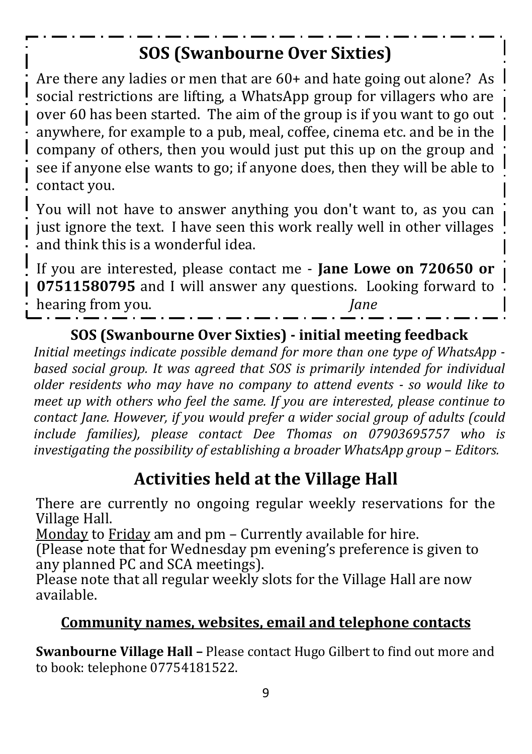## SOS (Swanbourne Over Sixties)

Are there any ladies or men that are 60+ and hate going out alone? As social restrictions are lifting, a WhatsApp group for villagers who are over 60 has been started. The aim of the group is if you want to go out anywhere, for example to a pub, meal, coffee, cinema etc. and be in the company of others, then you would just put this up on the group and see if anyone else wants to go; if anyone does, then they will be able to contact you.

You will not have to answer anything you don't want to, as you can just ignore the text. I have seen this work really well in other villages and think this is a wonderful idea.

If you are interested, please contact me - **Jane Lowe on 720650 or 07511580795** and I will answer any questions. Looking forward to hearing from you. *Jane*

### SOS (Swanbourne Over Sixties) - initial meeting feedback

*Initial meetings indicate possible demand for more than one type of WhatsApp - based social group. It was agreed that SOS is primarily intended for individual older residents who may have no company to attend events - so would like to meet up with others who feel the same. If you are interested, please continue to contact Jane. However, if you would prefer a wider social group of adults (could include families), please contact Dee Thomas on 07903695757 who is investigating the possibility of establishing a broader WhatsApp group – Editors.*

## Activities held at the Village Hall

There are currently no ongoing regular weekly reservations for the Village Hall.

Monday to Friday am and pm – Currently available for hire.

(Please note that for Wednesday pm evening's preference is given to any planned PC and SCA meetings).

Please note that all regular weekly slots for the Village Hall are now available.

### Community names, websites, email and telephone contacts

**Swanbourne Village Hall –** Please contact Hugo Gilbert to find out more and to book: telephone 07754181522.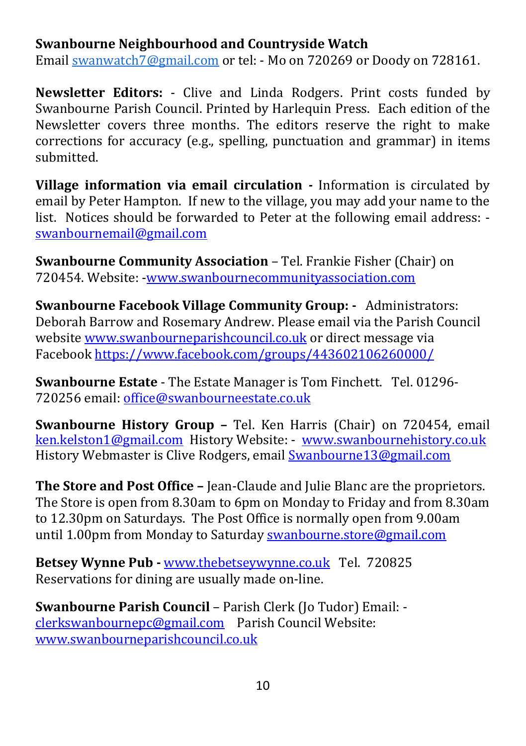**Swanbourne Neighbourhood and Countryside Watch**
Email swanwatch7@gmail.com or tel: - Mo on 720269 or Doody on 728161.

**Newsletter Editors:** - Clive and Linda Rodgers. Print costs funded by Swanbourne Parish Council. Printed by Harlequin Press. Each edition of the Newsletter covers three months. The editors reserve the right to make corrections for accuracy (e.g., spelling, punctuation and grammar) in items submitted.

**Village information via email circulation -** Information is circulated by email by Peter Hampton. If new to the village, you may add your name to the list. Notices should be forwarded to Peter at the following email address: - swanbournemail@gmail.com

**Swanbourne Community Association** – Tel. Frankie Fisher (Chair) on 720454. Website: -www.swanbournecommunityassociation.com

**Swanbourne Facebook Village Community Group: -** Administrators: Deborah Barrow and Rosemary Andrew. Please email via the Parish Council website www.swanbourneparishcouncil.co.uk or direct message via Facebook https://www.facebook.com/groups/443602106260000/

**Swanbourne Estate** - The Estate Manager is Tom Finchett. Tel. 01296-720256 email: office@swanbourneestate.co.uk

**Swanbourne History Group –** Tel. Ken Harris (Chair) on 720454, email ken.kelston1@gmail.com History Website: - www.swanbournehistory.co.uk History Webmaster is Clive Rodgers, email Swanbourne13@gmail.com

**The Store and Post Office –** Jean-Claude and Julie Blanc are the proprietors. The Store is open from 8.30am to 6pm on Monday to Friday and from 8.30am to 12.30pm on Saturdays. The Post Office is normally open from 9.00am until 1.00pm from Monday to Saturday swanbourne.store@gmail.com

**Betsey Wynne Pub -** www.thebetseywynne.co.uk Tel. 720825
Reservations for dining are usually made on-line.

**Swanbourne Parish Council** – Parish Clerk (Jo Tudor) Email: - clerkswanbournepc@gmail.com Parish Council Website: www.swanbourneparishcouncil.co.uk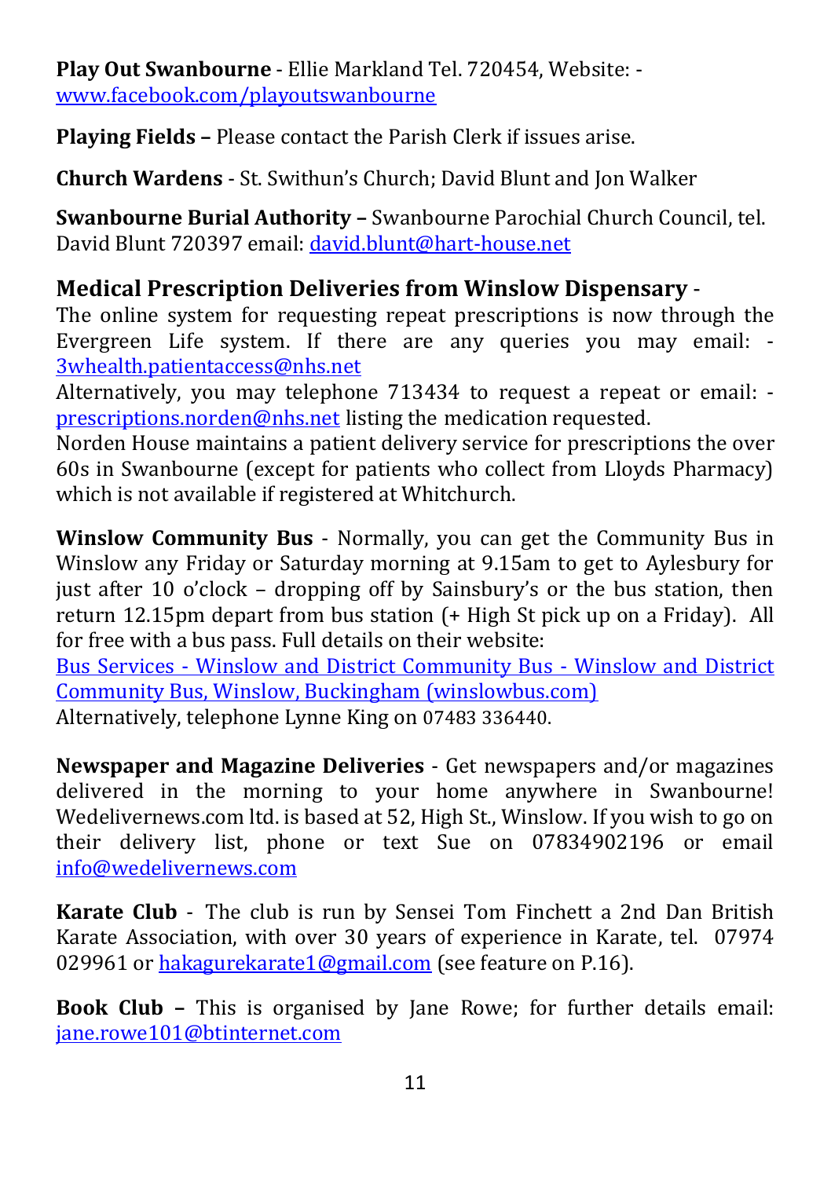**Play Out Swanbourne** - Ellie Markland Tel. 720454, Website: - www.facebook.com/playoutswanbourne

**Playing Fields –** Please contact the Parish Clerk if issues arise.

**Church Wardens** - St. Swithun's Church; David Blunt and Jon Walker

**Swanbourne Burial Authority –** Swanbourne Parochial Church Council, tel. David Blunt 720397 email: david.blunt@hart-house.net

## Medical Prescription Deliveries from Winslow Dispensary -

The online system for requesting repeat prescriptions is now through the Evergreen Life system. If there are any queries you may email: - 3whealth.patientaccess@nhs.net

Alternatively, you may telephone 713434 to request a repeat or email: - prescriptions.norden@nhs.net listing the medication requested.

Norden House maintains a patient delivery service for prescriptions the over 60s in Swanbourne (except for patients who collect from Lloyds Pharmacy) which is not available if registered at Whitchurch.

**Winslow Community Bus** - Normally, you can get the Community Bus in Winslow any Friday or Saturday morning at 9.15am to get to Aylesbury for just after 10 o'clock – dropping off by Sainsbury's or the bus station, then return 12.15pm depart from bus station (+ High St pick up on a Friday). All for free with a bus pass. Full details on their website:

Bus Services - Winslow and District Community Bus - Winslow and District Community Bus, Winslow, Buckingham (winslowbus.com)

Alternatively, telephone Lynne King on 07483 336440.

**Newspaper and Magazine Deliveries** - Get newspapers and/or magazines delivered in the morning to your home anywhere in Swanbourne! Wedelivernews.com ltd. is based at 52, High St., Winslow. If you wish to go on their delivery list, phone or text Sue on 07834902196 or email info@wedelivernews.com

**Karate Club** - The club is run by Sensei Tom Finchett a 2nd Dan British Karate Association, with over 30 years of experience in Karate, tel. 07974 029961 or hakagurekarate1@gmail.com (see feature on P.16).

**Book Club –** This is organised by Jane Rowe; for further details email: jane.rowe101@btinternet.com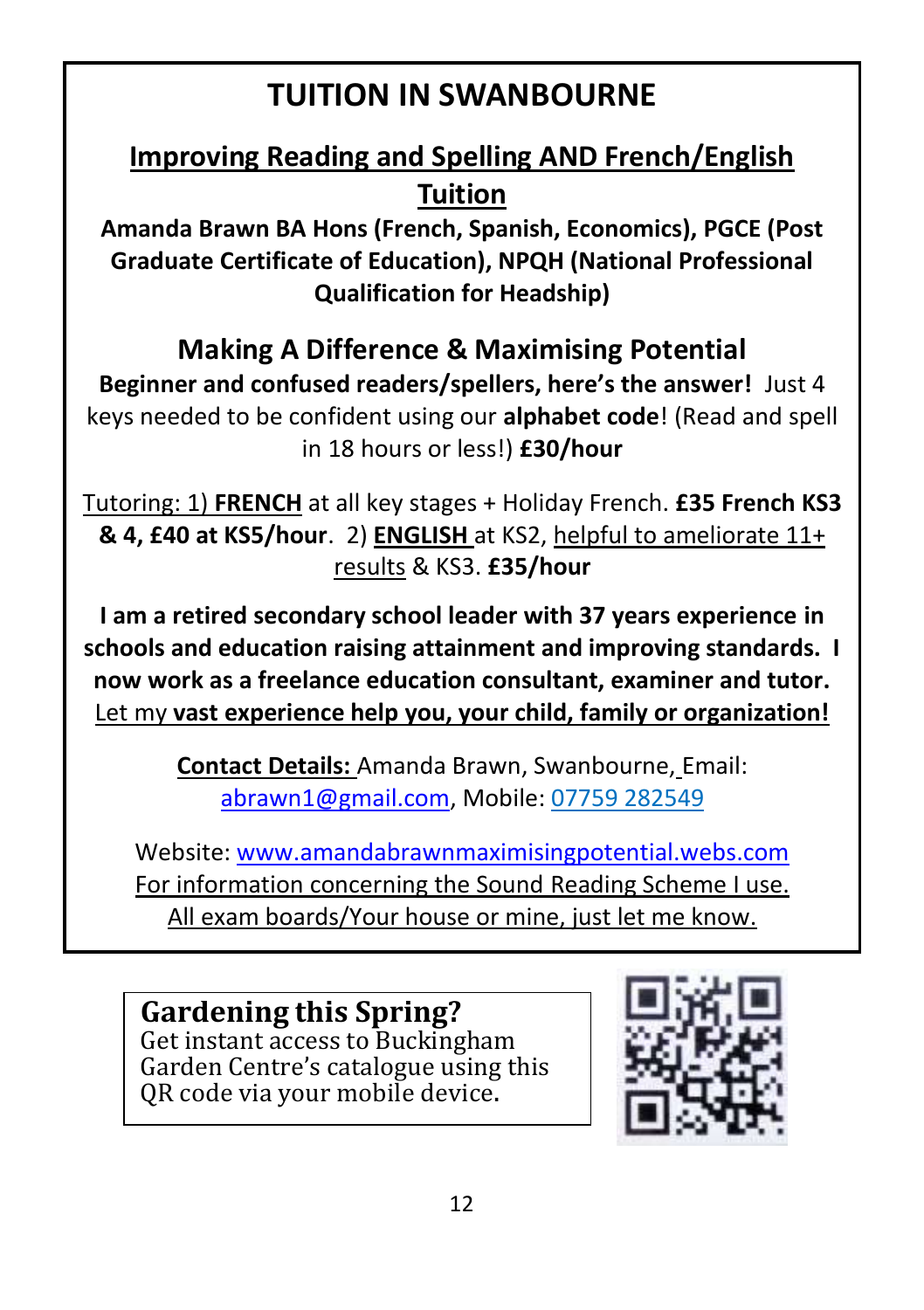# TUITION IN SWANBOURNE

## Improving Reading and Spelling AND French/English Tuition

**Amanda Brawn BA Hons (French, Spanish, Economics), PGCE (Post Graduate Certificate of Education), NPQH (National Professional Qualification for Headship)**

## Making A Difference & Maximising Potential

**Beginner and confused readers/spellers, here's the answer!** Just 4 keys needed to be confident using our **alphabet code**! (Read and spell in 18 hours or less!) **£30/hour**

Tutoring: 1) **FRENCH** at all key stages + Holiday French. **£35 French KS3 & 4, £40 at KS5/hour**. 2) **ENGLISH** at KS2, helpful to ameliorate 11+ results & KS3. **£35/hour**

**I am a retired secondary school leader with 37 years experience in schools and education raising attainment and improving standards. I now work as a freelance education consultant, examiner and tutor.** Let my **vast experience help you, your child, family or organization!**

**Contact Details:** Amanda Brawn, Swanbourne, Email: abrawn1@gmail.com, Mobile: 07759 282549

Website: www.amandabrawnmaximisingpotential.webs.com
For information concerning the Sound Reading Scheme I use.
All exam boards/Your house or mine, just let me know.

**Gardening this Spring?**
Get instant access to Buckingham Garden Centre's catalogue using this QR code via your mobile device.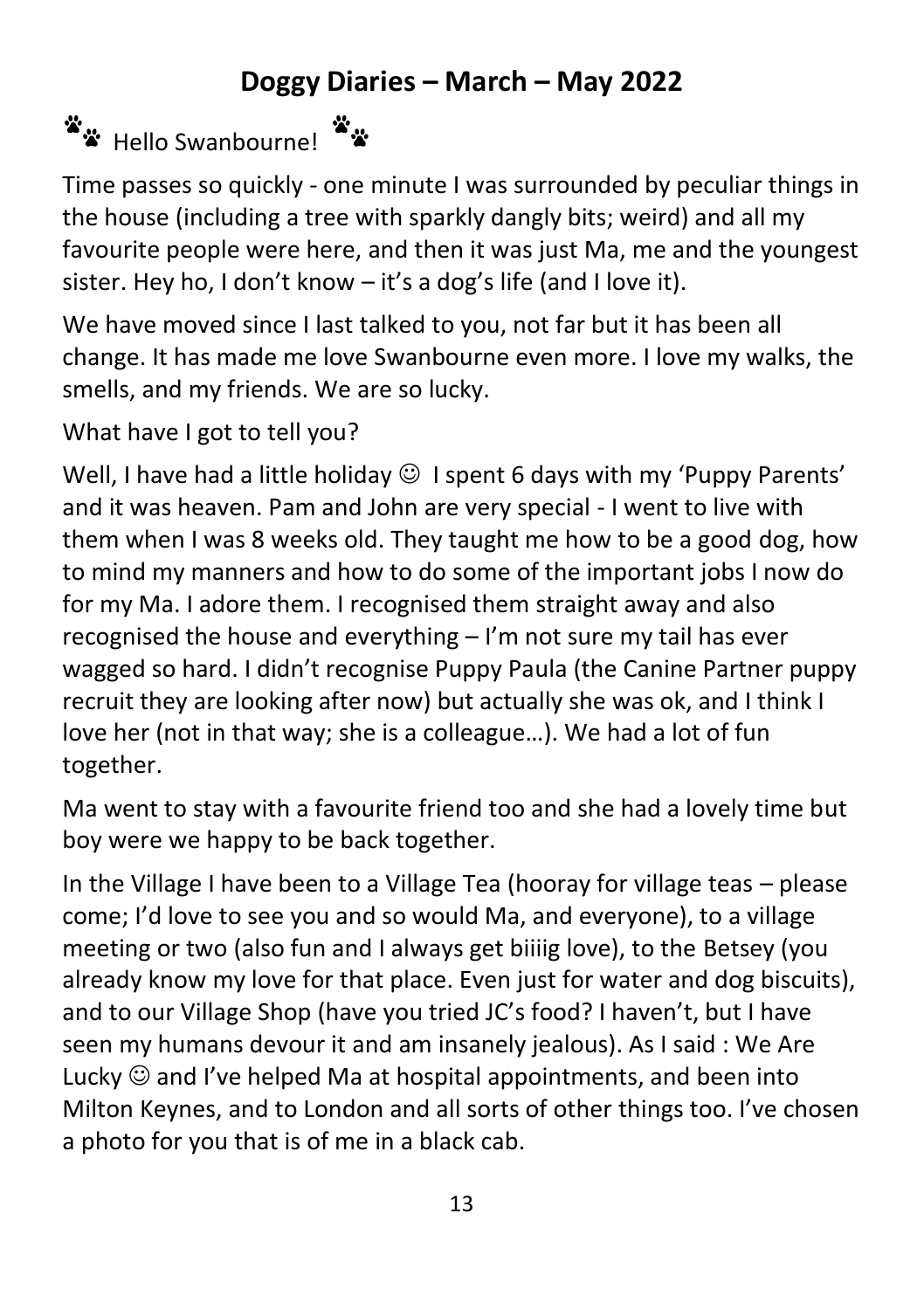# Doggy Diaries – March – May 2022

🐾 Hello Swanbourne! 🐾

Time passes so quickly - one minute I was surrounded by peculiar things in the house (including a tree with sparkly dangly bits; weird) and all my favourite people were here, and then it was just Ma, me and the youngest sister. Hey ho, I don't know – it's a dog's life (and I love it).

We have moved since I last talked to you, not far but it has been all change. It has made me love Swanbourne even more. I love my walks, the smells, and my friends. We are so lucky.

What have I got to tell you?

Well, I have had a little holiday ☺ I spent 6 days with my 'Puppy Parents' and it was heaven. Pam and John are very special - I went to live with them when I was 8 weeks old. They taught me how to be a good dog, how to mind my manners and how to do some of the important jobs I now do for my Ma. I adore them. I recognised them straight away and also recognised the house and everything – I'm not sure my tail has ever wagged so hard. I didn't recognise Puppy Paula (the Canine Partner puppy recruit they are looking after now) but actually she was ok, and I think I love her (not in that way; she is a colleague…). We had a lot of fun together.

Ma went to stay with a favourite friend too and she had a lovely time but boy were we happy to be back together.

In the Village I have been to a Village Tea (hooray for village teas – please come; I'd love to see you and so would Ma, and everyone), to a village meeting or two (also fun and I always get biiiig love), to the Betsey (you already know my love for that place. Even just for water and dog biscuits), and to our Village Shop (have you tried JC's food? I haven't, but I have seen my humans devour it and am insanely jealous). As I said : We Are Lucky ☺ and I've helped Ma at hospital appointments, and been into Milton Keynes, and to London and all sorts of other things too. I've chosen a photo for you that is of me in a black cab.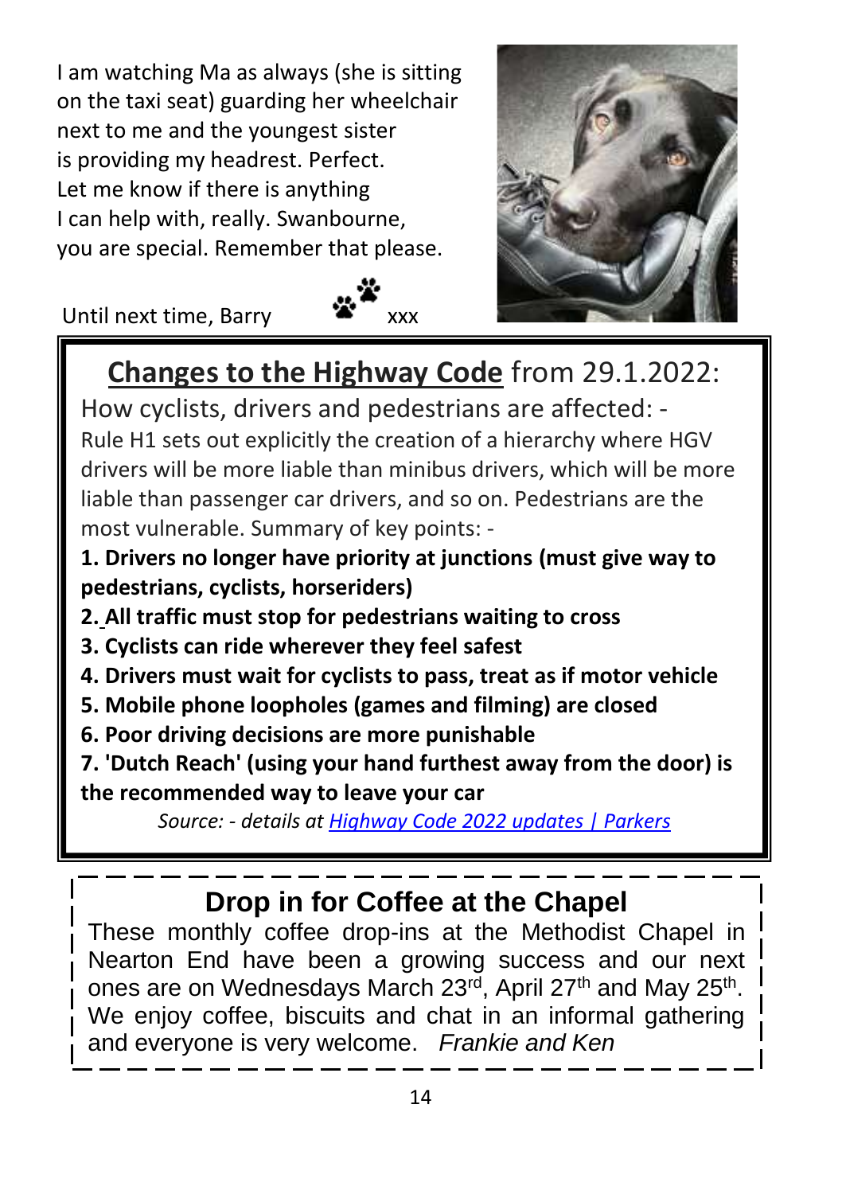I am watching Ma as always (she is sitting on the taxi seat) guarding her wheelchair next to me and the youngest sister is providing my headrest. Perfect. Let me know if there is anything I can help with, really. Swanbourne, you are special. Remember that please.

Until next time, Barry 🐾 xxx

## Changes to the Highway Code from 29.1.2022:

How cyclists, drivers and pedestrians are affected: -

Rule H1 sets out explicitly the creation of a hierarchy where HGV drivers will be more liable than minibus drivers, which will be more liable than passenger car drivers, and so on. Pedestrians are the most vulnerable. Summary of key points: -

**1. Drivers no longer have priority at junctions (must give way to pedestrians, cyclists, horseriders)**

**2. All traffic must stop for pedestrians waiting to cross**

**3. Cyclists can ride wherever they feel safest**

**4. Drivers must wait for cyclists to pass, treat as if motor vehicle**

**5. Mobile phone loopholes (games and filming) are closed**

**6. Poor driving decisions are more punishable**

**7. 'Dutch Reach' (using your hand furthest away from the door) is the recommended way to leave your car**

*Source: - details at Highway Code 2022 updates | Parkers*

## Drop in for Coffee at the Chapel

These monthly coffee drop-ins at the Methodist Chapel in Nearton End have been a growing success and our next ones are on Wednesdays March 23rd, April 27th and May 25th. We enjoy coffee, biscuits and chat in an informal gathering and everyone is very welcome. *Frankie and Ken*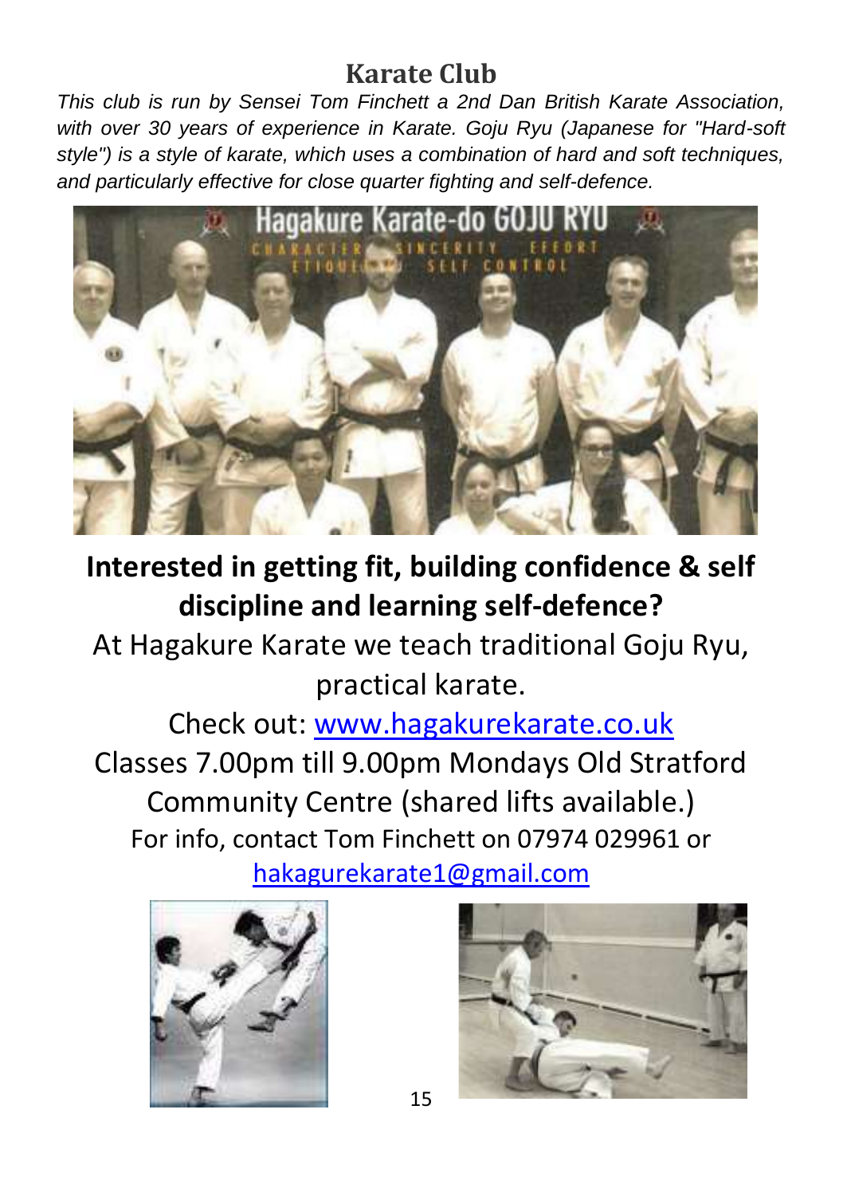## Karate Club

*This club is run by Sensei Tom Finchett a 2nd Dan British Karate Association, with over 30 years of experience in Karate. Goju Ryu (Japanese for "Hard-soft style") is a style of karate, which uses a combination of hard and soft techniques, and particularly effective for close quarter fighting and self-defence.*

**Interested in getting fit, building confidence & self discipline and learning self-defence?**

At Hagakure Karate we teach traditional Goju Ryu, practical karate.

Check out: www.hagakurekarate.co.uk

Classes 7.00pm till 9.00pm Mondays Old Stratford Community Centre (shared lifts available.)

For info, contact Tom Finchett on 07974 029961 or hakagurekarate1@gmail.com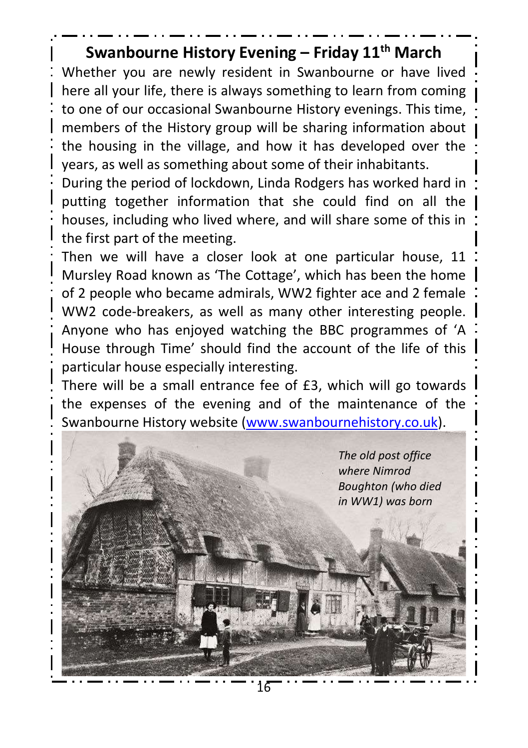## Swanbourne History Evening – Friday 11th March

Whether you are newly resident in Swanbourne or have lived here all your life, there is always something to learn from coming to one of our occasional Swanbourne History evenings. This time, members of the History group will be sharing information about the housing in the village, and how it has developed over the years, as well as something about some of their inhabitants.

During the period of lockdown, Linda Rodgers has worked hard in putting together information that she could find on all the houses, including who lived where, and will share some of this in the first part of the meeting.

Then we will have a closer look at one particular house, 11 Mursley Road known as 'The Cottage', which has been the home of 2 people who became admirals, WW2 fighter ace and 2 female WW2 code-breakers, as well as many other interesting people. Anyone who has enjoyed watching the BBC programmes of 'A House through Time' should find the account of the life of this particular house especially interesting.

There will be a small entrance fee of £3, which will go towards the expenses of the evening and of the maintenance of the Swanbourne History website (www.swanbournehistory.co.uk).

*The old post office where Nimrod Boughton (who died in WW1) was born*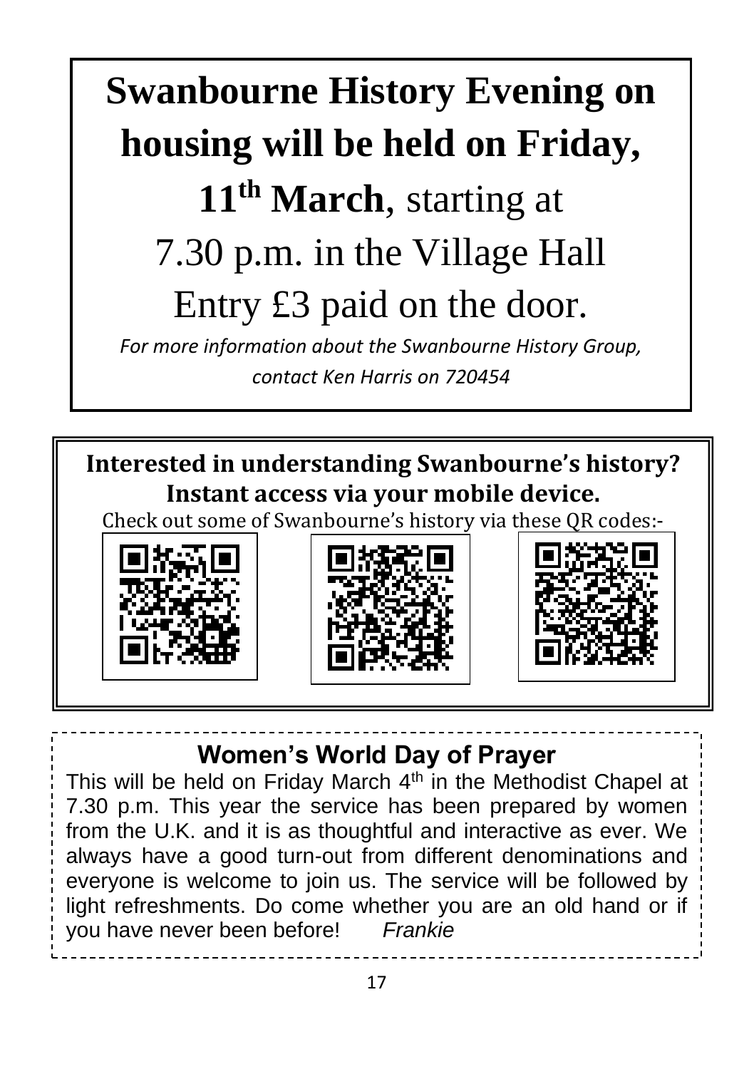# Swanbourne History Evening on housing will be held on Friday, 11th March, starting at 7.30 p.m. in the Village Hall

Entry £3 paid on the door.

*For more information about the Swanbourne History Group, contact Ken Harris on 720454*

**Interested in understanding Swanbourne's history? Instant access via your mobile device.**

Check out some of Swanbourne's history via these QR codes:-

## Women's World Day of Prayer

This will be held on Friday March 4th in the Methodist Chapel at 7.30 p.m. This year the service has been prepared by women from the U.K. and it is as thoughtful and interactive as ever. We always have a good turn-out from different denominations and everyone is welcome to join us. The service will be followed by light refreshments. Do come whether you are an old hand or if you have never been before! *Frankie*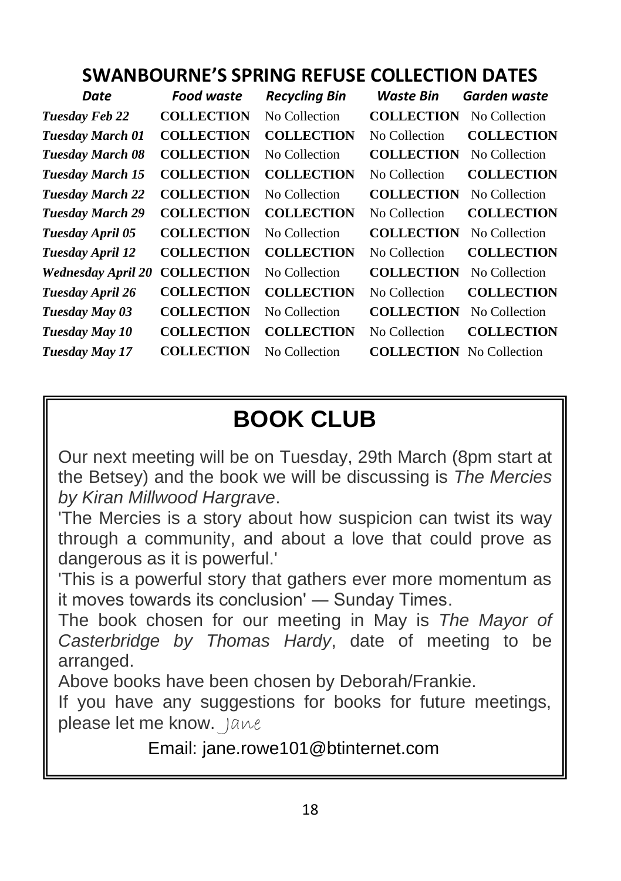## SWANBOURNE'S SPRING REFUSE COLLECTION DATES

| *Date* | *Food waste* | *Recycling Bin* | *Waste Bin* | *Garden waste* |
|---|---|---|---|---|
| *Tuesday Feb 22* | **COLLECTION** | No Collection | **COLLECTION** | No Collection |
| *Tuesday March 01* | **COLLECTION** | **COLLECTION** | No Collection | **COLLECTION** |
| *Tuesday March 08* | **COLLECTION** | No Collection | **COLLECTION** | No Collection |
| *Tuesday March 15* | **COLLECTION** | **COLLECTION** | No Collection | **COLLECTION** |
| *Tuesday March 22* | **COLLECTION** | No Collection | **COLLECTION** | No Collection |
| *Tuesday March 29* | **COLLECTION** | **COLLECTION** | No Collection | **COLLECTION** |
| *Tuesday April 05* | **COLLECTION** | No Collection | **COLLECTION** | No Collection |
| *Tuesday April 12* | **COLLECTION** | **COLLECTION** | No Collection | **COLLECTION** |
| *Wednesday April 20* | **COLLECTION** | No Collection | **COLLECTION** | No Collection |
| *Tuesday April 26* | **COLLECTION** | **COLLECTION** | No Collection | **COLLECTION** |
| *Tuesday May 03* | **COLLECTION** | No Collection | **COLLECTION** | No Collection |
| *Tuesday May 10* | **COLLECTION** | **COLLECTION** | No Collection | **COLLECTION** |
| *Tuesday May 17* | **COLLECTION** | No Collection | **COLLECTION** | No Collection |

# BOOK CLUB

Our next meeting will be on Tuesday, 29th March (8pm start at the Betsey) and the book we will be discussing is *The Mercies by Kiran Millwood Hargrave*.

'The Mercies is a story about how suspicion can twist its way through a community, and about a love that could prove as dangerous as it is powerful.'

'This is a powerful story that gathers ever more momentum as it moves towards its conclusion' — Sunday Times.

The book chosen for our meeting in May is *The Mayor of Casterbridge by Thomas Hardy*, date of meeting to be arranged.

Above books have been chosen by Deborah/Frankie.

If you have any suggestions for books for future meetings, please let me know. Jane

Email: jane.rowe101@btinternet.com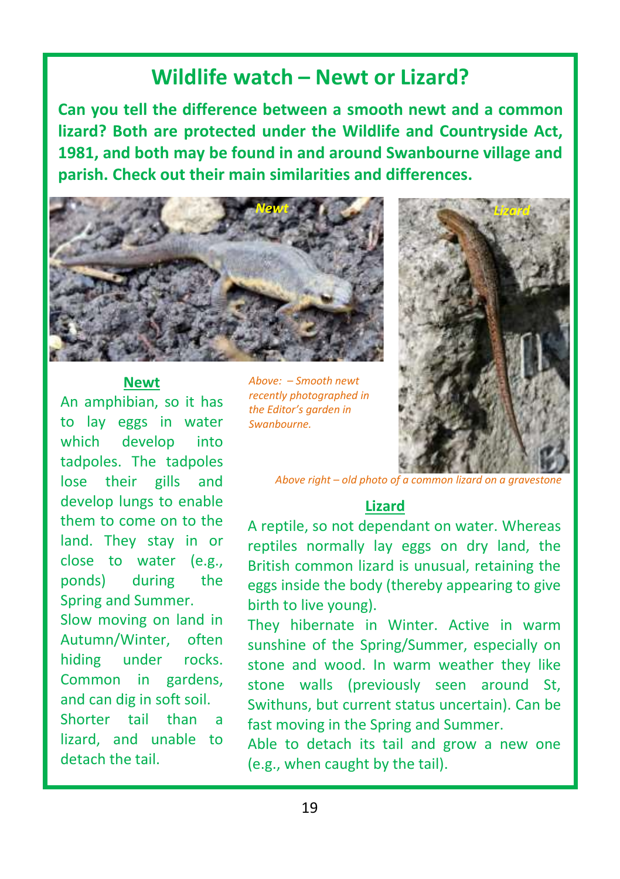# Wildlife watch – Newt or Lizard?

**Can you tell the difference between a smooth newt and a common lizard? Both are protected under the Wildlife and Countryside Act, 1981, and both may be found in and around Swanbourne village and parish. Check out their main similarities and differences.**

*Above: – Smooth newt recently photographed in the Editor's garden in Swanbourne.*

*Above right – old photo of a common lizard on a gravestone*

## Newt

An amphibian, so it has to lay eggs in water which develop into tadpoles. The tadpoles lose their gills and develop lungs to enable them to come on to the land. They stay in or close to water (e.g., ponds) during the Spring and Summer.

Slow moving on land in Autumn/Winter, often hiding under rocks. Common in gardens, and can dig in soft soil.

Shorter tail than a lizard, and unable to detach the tail.

## Lizard

A reptile, so not dependant on water. Whereas reptiles normally lay eggs on dry land, the British common lizard is unusual, retaining the eggs inside the body (thereby appearing to give birth to live young).

They hibernate in Winter. Active in warm sunshine of the Spring/Summer, especially on stone and wood. In warm weather they like stone walls (previously seen around St, Swithuns, but current status uncertain). Can be fast moving in the Spring and Summer.

Able to detach its tail and grow a new one (e.g., when caught by the tail).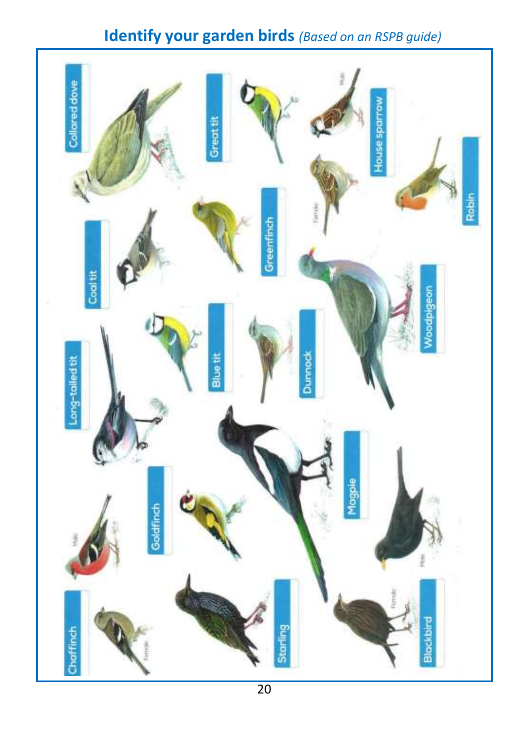## **Identify your garden birds** *(Based on an RSPB guide)*

Collared dove

Great tit

House sparrow

Male

Female

Robin

Coal tit

Greenfinch

Woodpigeon

Long-tailed tit

Blue tit

Dunnock

Magpie

Chaffinch

Male

Female

Goldfinch

Starling

Blackbird

Male

Female